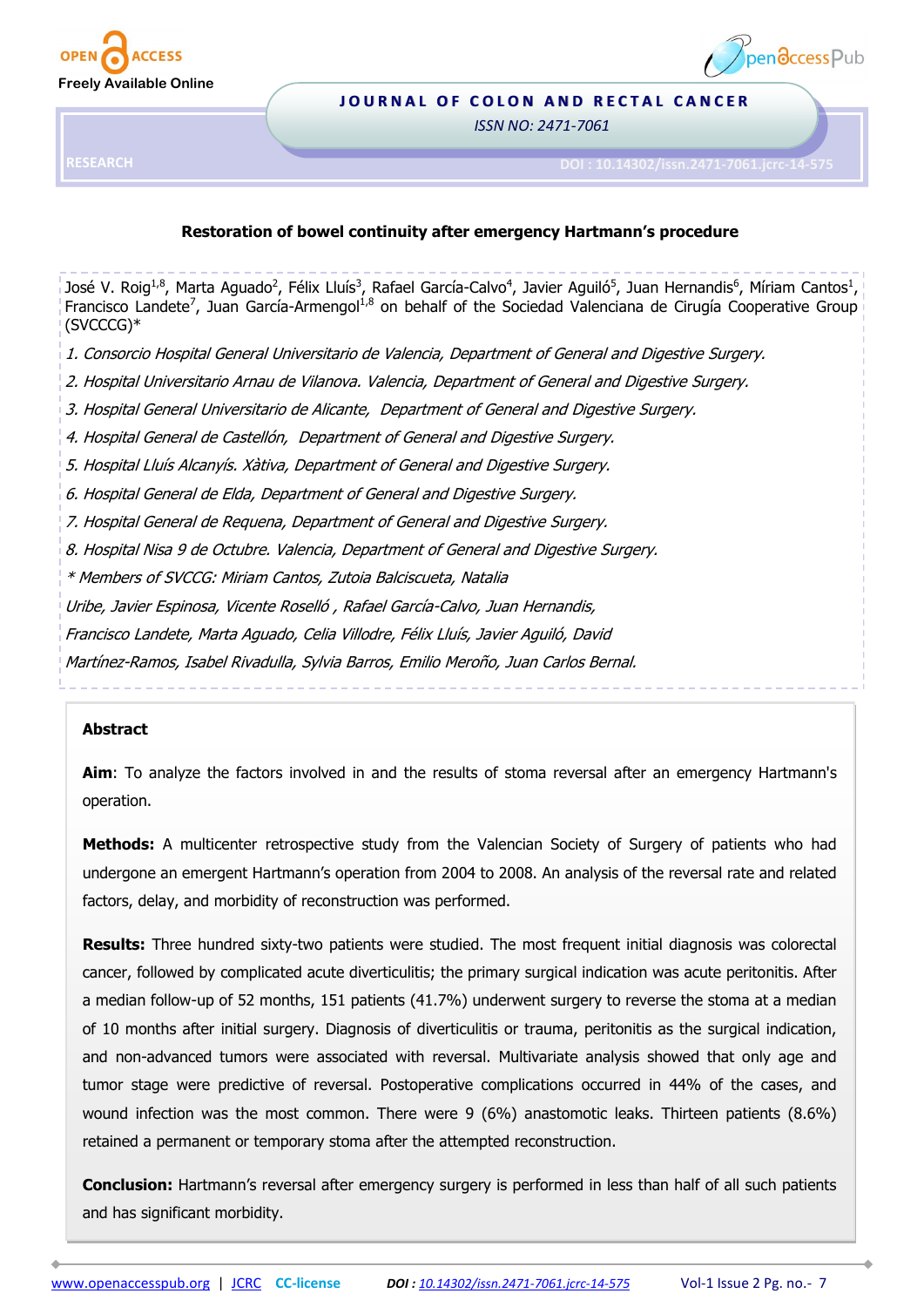RESEARCH

DOI : 10.14302/issn.2471-7061.jcrc-14-575

# Restoration of bowel continuity after emergency Hartmann's procedure

José V. Roig[1,8], Marta Aguado[2], Félix Lluís[3], Rafael García-Calvo[4], Javier Aguiló[5], Juan Hernandis[6], Míriam Cantos[1], Francisco Landete[7], Juan García-Armengol[1,8] on behalf of the Sociedad Valenciana de Cirugía Cooperative Group (SVCCCG)*

*1. Consorcio Hospital General Universitario de Valencia, Department of General and Digestive Surgery.*

*2. Hospital Universitario Arnau de Vilanova. Valencia, Department of General and Digestive Surgery.*

*3. Hospital General Universitario de Alicante, Department of General and Digestive Surgery.*

*4. Hospital General de Castellón, Department of General and Digestive Surgery.*

*5. Hospital Lluís Alcanyís. Xàtiva, Department of General and Digestive Surgery.*

*6. Hospital General de Elda, Department of General and Digestive Surgery.*

*7. Hospital General de Requena, Department of General and Digestive Surgery.*

*8. Hospital Nisa 9 de Octubre. Valencia, Department of General and Digestive Surgery.*

*\* Members of SVCCG: Miriam Cantos, Zutoia Balciscueta, Natalia Uribe, Javier Espinosa, Vicente Roselló , Rafael García-Calvo, Juan Hernandis, Francisco Landete, Marta Aguado, Celia Villodre, Félix Lluís, Javier Aguiló, David Martínez-Ramos, Isabel Rivadulla, Sylvia Barros, Emilio Meroño, Juan Carlos Bernal.*

## Abstract

**Aim**: To analyze the factors involved in and the results of stoma reversal after an emergency Hartmann's operation.

**Methods:** A multicenter retrospective study from the Valencian Society of Surgery of patients who had undergone an emergent Hartmann's operation from 2004 to 2008. An analysis of the reversal rate and related factors, delay, and morbidity of reconstruction was performed.

**Results:** Three hundred sixty-two patients were studied. The most frequent initial diagnosis was colorectal cancer, followed by complicated acute diverticulitis; the primary surgical indication was acute peritonitis. After a median follow-up of 52 months, 151 patients (41.7%) underwent surgery to reverse the stoma at a median of 10 months after initial surgery. Diagnosis of diverticulitis or trauma, peritonitis as the surgical indication, and non-advanced tumors were associated with reversal. Multivariate analysis showed that only age and tumor stage were predictive of reversal. Postoperative complications occurred in 44% of the cases, and wound infection was the most common. There were 9 (6%) anastomotic leaks. Thirteen patients (8.6%) retained a permanent or temporary stoma after the attempted reconstruction.

**Conclusion:** Hartmann's reversal after emergency surgery is performed in less than half of all such patients and has significant morbidity.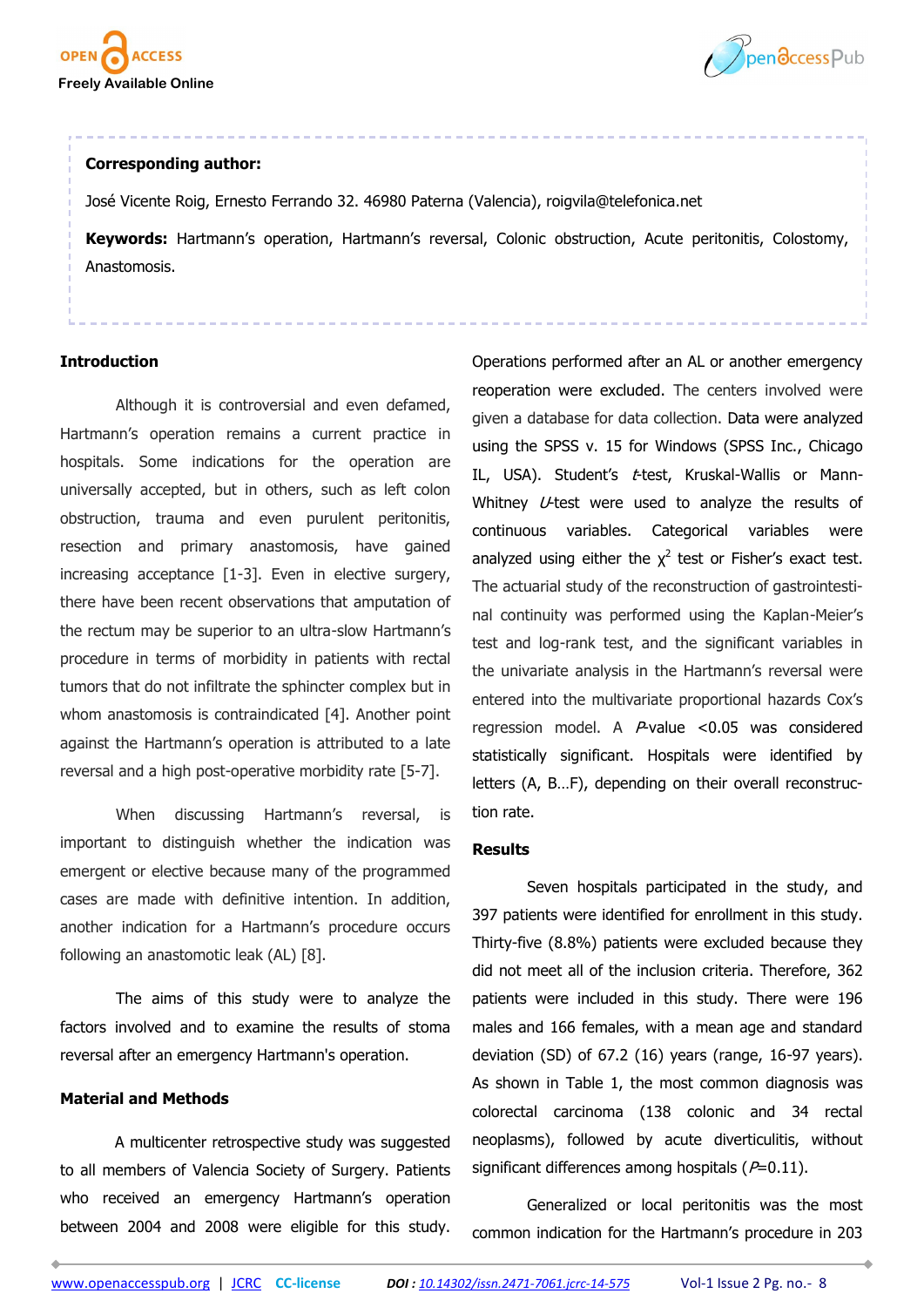**Corresponding author:**

José Vicente Roig, Ernesto Ferrando 32. 46980 Paterna (Valencia), roigvila@telefonica.net

**Keywords:** Hartmann's operation, Hartmann's reversal, Colonic obstruction, Acute peritonitis, Colostomy, Anastomosis.

## Introduction

Although it is controversial and even defamed, Hartmann's operation remains a current practice in hospitals. Some indications for the operation are universally accepted, but in others, such as left colon obstruction, trauma and even purulent peritonitis, resection and primary anastomosis, have gained increasing acceptance [1-3]. Even in elective surgery, there have been recent observations that amputation of the rectum may be superior to an ultra-slow Hartmann's procedure in terms of morbidity in patients with rectal tumors that do not infiltrate the sphincter complex but in whom anastomosis is contraindicated [4]. Another point against the Hartmann's operation is attributed to a late reversal and a high post-operative morbidity rate [5-7].

When discussing Hartmann's reversal, is important to distinguish whether the indication was emergent or elective because many of the programmed cases are made with definitive intention. In addition, another indication for a Hartmann's procedure occurs following an anastomotic leak (AL) [8].

The aims of this study were to analyze the factors involved and to examine the results of stoma reversal after an emergency Hartmann's operation.

## Material and Methods

A multicenter retrospective study was suggested to all members of Valencia Society of Surgery. Patients who received an emergency Hartmann's operation between 2004 and 2008 were eligible for this study. Operations performed after an AL or another emergency reoperation were excluded. The centers involved were given a database for data collection. Data were analyzed using the SPSS v. 15 for Windows (SPSS Inc., Chicago IL, USA). Student's *t*-test, Kruskal-Wallis or Mann-Whitney *U*-test were used to analyze the results of continuous variables. Categorical variables were analyzed using either the $\chi^2$ test or Fisher's exact test. The actuarial study of the reconstruction of gastrointestinal continuity was performed using the Kaplan-Meier's test and log-rank test, and the significant variables in the univariate analysis in the Hartmann's reversal were entered into the multivariate proportional hazards Cox's regression model. A *P*-value <0.05 was considered statistically significant. Hospitals were identified by letters (A, B…F), depending on their overall reconstruction rate.

## Results

Seven hospitals participated in the study, and 397 patients were identified for enrollment in this study. Thirty-five (8.8%) patients were excluded because they did not meet all of the inclusion criteria. Therefore, 362 patients were included in this study. There were 196 males and 166 females, with a mean age and standard deviation (SD) of 67.2 (16) years (range, 16-97 years). As shown in Table 1, the most common diagnosis was colorectal carcinoma (138 colonic and 34 rectal neoplasms), followed by acute diverticulitis, without significant differences among hospitals (*P*=0.11).

Generalized or local peritonitis was the most common indication for the Hartmann's procedure in 203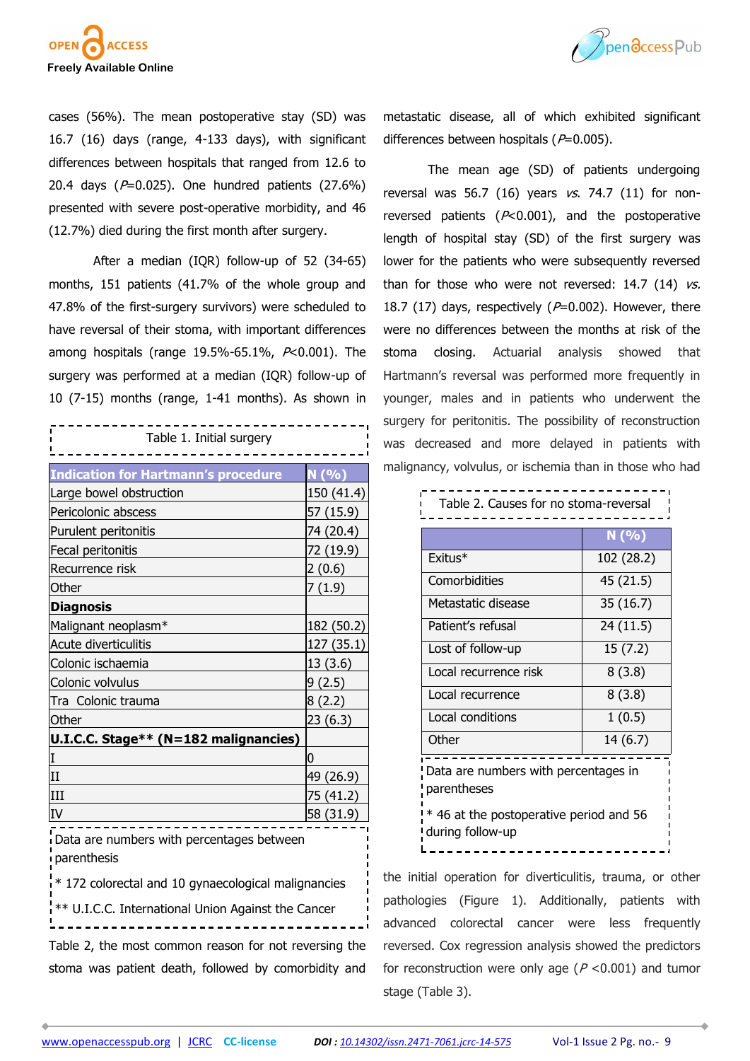cases (56%). The mean postoperative stay (SD) was 16.7 (16) days (range, 4-133 days), with significant differences between hospitals that ranged from 12.6 to 20.4 days (*P*=0.025). One hundred patients (27.6%) presented with severe post-operative morbidity, and 46 (12.7%) died during the first month after surgery.

After a median (IQR) follow-up of 52 (34-65) months, 151 patients (41.7% of the whole group and 47.8% of the first-surgery survivors) were scheduled to have reversal of their stoma, with important differences among hospitals (range 19.5%-65.1%, *P*<0.001). The surgery was performed at a median (IQR) follow-up of 10 (7-15) months (range, 1-41 months). As shown in Table 2, the most common reason for not reversing the stoma was patient death, followed by comorbidity and metastatic disease, all of which exhibited significant differences between hospitals (*P*=0.005).

Table 1. Initial surgery

| Indication for Hartmann's procedure | N (%) |
|---|---|
| Large bowel obstruction | 150 (41.4) |
| Pericolonic abscess | 57 (15.9) |
| Purulent peritonitis | 74 (20.4) |
| Fecal peritonitis | 72 (19.9) |
| Recurrence risk | 2 (0.6) |
| Other | 7 (1.9) |
| **Diagnosis** | |
| Malignant neoplasm* | 182 (50.2) |
| Acute diverticulitis | 127 (35.1) |
| Colonic ischaemia | 13 (3.6) |
| Colonic volvulus | 9 (2.5) |
| Tra Colonic trauma | 8 (2.2) |
| Other | 23 (6.3) |
| **U.I.C.C. Stage** (N=182 malignancies)** | |
| I | 0 |
| II | 49 (26.9) |
| III | 75 (41.2) |
| IV | 58 (31.9) |

Data are numbers with percentages between parenthesis

* 172 colorectal and 10 gynaecological malignancies

** U.I.C.C. International Union Against the Cancer

The mean age (SD) of patients undergoing reversal was 56.7 (16) years *vs.* 74.7 (11) for non-reversed patients (*P*<0.001), and the postoperative length of hospital stay (SD) of the first surgery was lower for the patients who were subsequently reversed than for those who were not reversed: 14.7 (14) *vs.* 18.7 (17) days, respectively (*P*=0.002). However, there were no differences between the months at risk of the stoma closing. Actuarial analysis showed that Hartmann's reversal was performed more frequently in younger, males and in patients who underwent the surgery for peritonitis. The possibility of reconstruction was decreased and more delayed in patients with malignancy, volvulus, or ischemia than in those who had the initial operation for diverticulitis, trauma, or other pathologies (Figure 1). Additionally, patients with advanced colorectal cancer were less frequently reversed. Cox regression analysis showed the predictors for reconstruction were only age (*P* <0.001) and tumor stage (Table 3).

Table 2. Causes for no stoma-reversal

| | N (%) |
|---|---|
| Exitus* | 102 (28.2) |
| Comorbidities | 45 (21.5) |
| Metastatic disease | 35 (16.7) |
| Patient's refusal | 24 (11.5) |
| Lost of follow-up | 15 (7.2) |
| Local recurrence risk | 8 (3.8) |
| Local recurrence | 8 (3.8) |
| Local conditions | 1 (0.5) |
| Other | 14 (6.7) |

Data are numbers with percentages in parentheses

* 46 at the postoperative period and 56 during follow-up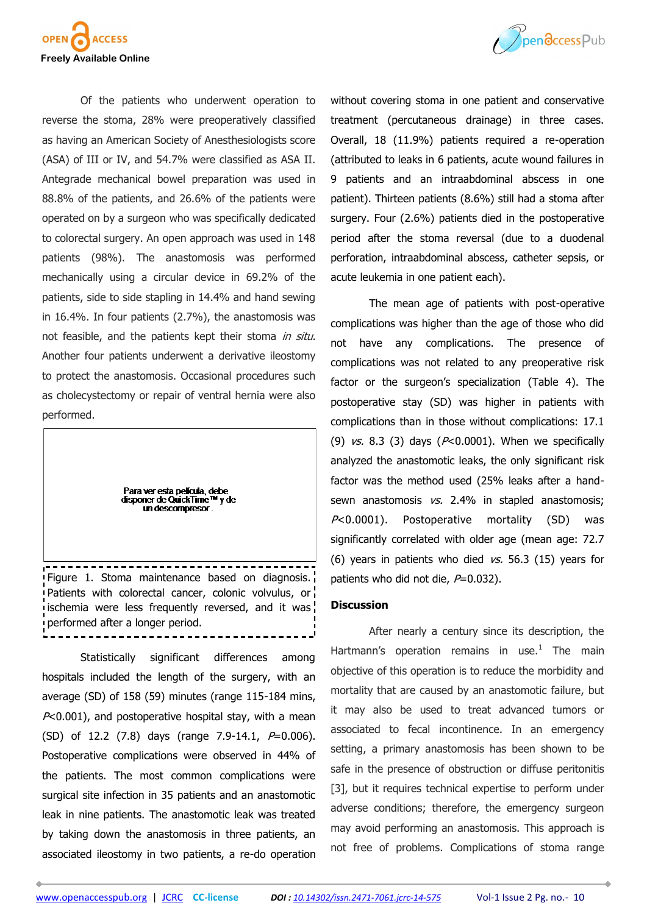Of the patients who underwent operation to reverse the stoma, 28% were preoperatively classified as having an American Society of Anesthesiologists score (ASA) of III or IV, and 54.7% were classified as ASA II. Antegrade mechanical bowel preparation was used in 88.8% of the patients, and 26.6% of the patients were operated on by a surgeon who was specifically dedicated to colorectal surgery. An open approach was used in 148 patients (98%). The anastomosis was performed mechanically using a circular device in 69.2% of the patients, side to side stapling in 14.4% and hand sewing in 16.4%. In four patients (2.7%), the anastomosis was not feasible, and the patients kept their stoma *in situ*. Another four patients underwent a derivative ileostomy to protect the anastomosis. Occasional procedures such as cholecystectomy or repair of ventral hernia were also performed.

Para ver esta película, debe disponer de QuickTime™ y de un descompresor.

Figure 1. Stoma maintenance based on diagnosis. Patients with colorectal cancer, colonic volvulus, or ischemia were less frequently reversed, and it was performed after a longer period.

Statistically significant differences among hospitals included the length of the surgery, with an average (SD) of 158 (59) minutes (range 115-184 mins, $P<0.001$), and postoperative hospital stay, with a mean (SD) of 12.2 (7.8) days (range 7.9-14.1, $P=0.006$). Postoperative complications were observed in 44% of the patients. The most common complications were surgical site infection in 35 patients and an anastomotic leak in nine patients. The anastomotic leak was treated by taking down the anastomosis in three patients, an associated ileostomy in two patients, a re-do operation without covering stoma in one patient and conservative treatment (percutaneous drainage) in three cases. Overall, 18 (11.9%) patients required a re-operation (attributed to leaks in 6 patients, acute wound failures in 9 patients and an intraabdominal abscess in one patient). Thirteen patients (8.6%) still had a stoma after surgery. Four (2.6%) patients died in the postoperative period after the stoma reversal (due to a duodenal perforation, intraabdominal abscess, catheter sepsis, or acute leukemia in one patient each).

The mean age of patients with post-operative complications was higher than the age of those who did not have any complications. The presence of complications was not related to any preoperative risk factor or the surgeon's specialization (Table 4). The postoperative stay (SD) was higher in patients with complications than in those without complications: 17.1 (9) *vs.* 8.3 (3) days ($P<0.0001$). When we specifically analyzed the anastomotic leaks, the only significant risk factor was the method used (25% leaks after a hand-sewn anastomosis *vs.* 2.4% in stapled anastomosis; $P<0.0001$). Postoperative mortality (SD) was significantly correlated with older age (mean age: 72.7 (6) years in patients who died *vs.* 56.3 (15) years for patients who did not die, $P=0.032$).

## Discussion

After nearly a century since its description, the Hartmann's operation remains in use.[1] The main objective of this operation is to reduce the morbidity and mortality that are caused by an anastomotic failure, but it may also be used to treat advanced tumors or associated to fecal incontinence. In an emergency setting, a primary anastomosis has been shown to be safe in the presence of obstruction or diffuse peritonitis [3], but it requires technical expertise to perform under adverse conditions; therefore, the emergency surgeon may avoid performing an anastomosis. This approach is not free of problems. Complications of stoma range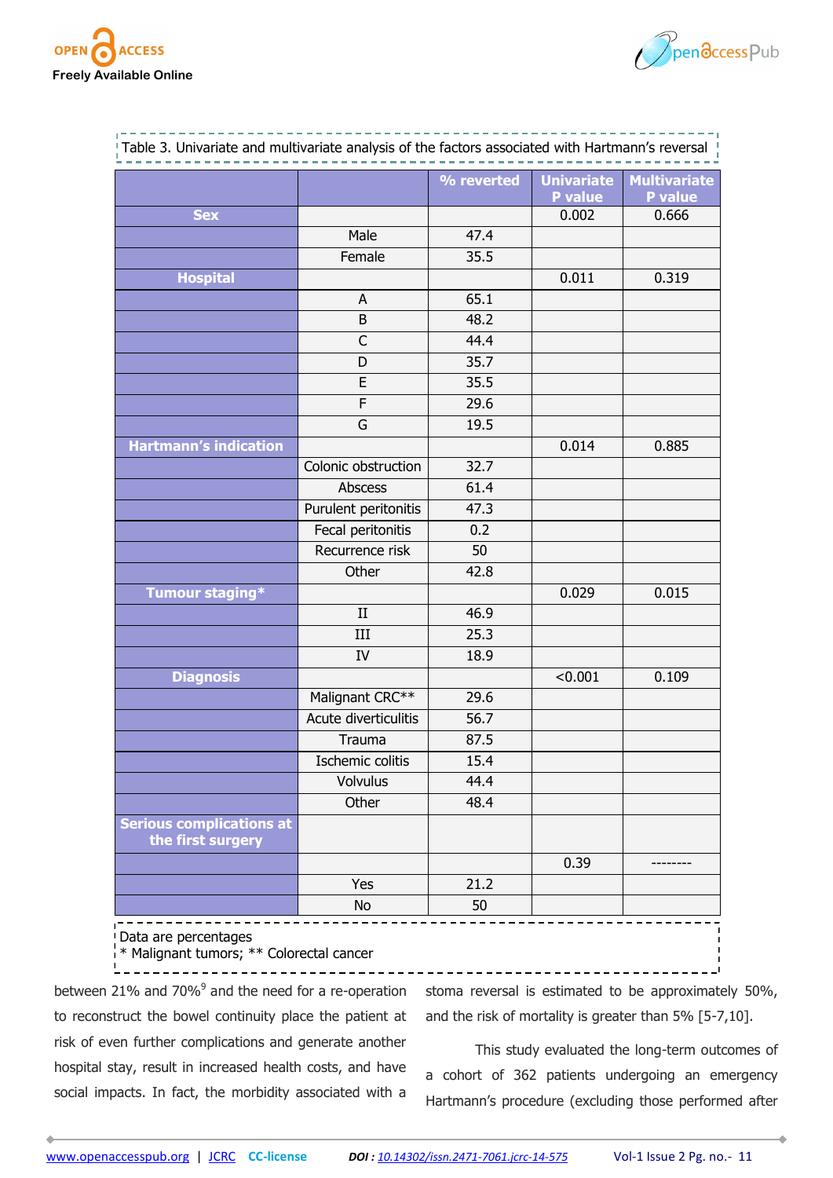Table 3. Univariate and multivariate analysis of the factors associated with Hartmann's reversal

| | | % reverted | Univariate P value | Multivariate P value |
|---|---|---|---|---|
| **Sex** | | | 0.002 | 0.666 |
| | Male | 47.4 | | |
| | Female | 35.5 | | |
| **Hospital** | | | 0.011 | 0.319 |
| | A | 65.1 | | |
| | B | 48.2 | | |
| | C | 44.4 | | |
| | D | 35.7 | | |
| | E | 35.5 | | |
| | F | 29.6 | | |
| | G | 19.5 | | |
| **Hartmann's indication** | | | 0.014 | 0.885 |
| | Colonic obstruction | 32.7 | | |
| | Abscess | 61.4 | | |
| | Purulent peritonitis | 47.3 | | |
| | Fecal peritonitis | 0.2 | | |
| | Recurrence risk | 50 | | |
| | Other | 42.8 | | |
| **Tumour staging*** | | | 0.029 | 0.015 |
| | II | 46.9 | | |
| | III | 25.3 | | |
| | IV | 18.9 | | |
| **Diagnosis** | | | <0.001 | 0.109 |
| | Malignant CRC** | 29.6 | | |
| | Acute diverticulitis | 56.7 | | |
| | Trauma | 87.5 | | |
| | Ischemic colitis | 15.4 | | |
| | Volvulus | 44.4 | | |
| | Other | 48.4 | | |
| **Serious complications at the first surgery** | | | | |
| | | | 0.39 | -------- |
| | Yes | 21.2 | | |
| | No | 50 | | |

Data are percentages
* Malignant tumors; ** Colorectal cancer

between 21% and 70%[9] and the need for a re-operation to reconstruct the bowel continuity place the patient at risk of even further complications and generate another hospital stay, result in increased health costs, and have social impacts. In fact, the morbidity associated with a stoma reversal is estimated to be approximately 50%, and the risk of mortality is greater than 5% [5-7,10].

This study evaluated the long-term outcomes of a cohort of 362 patients undergoing an emergency Hartmann's procedure (excluding those performed after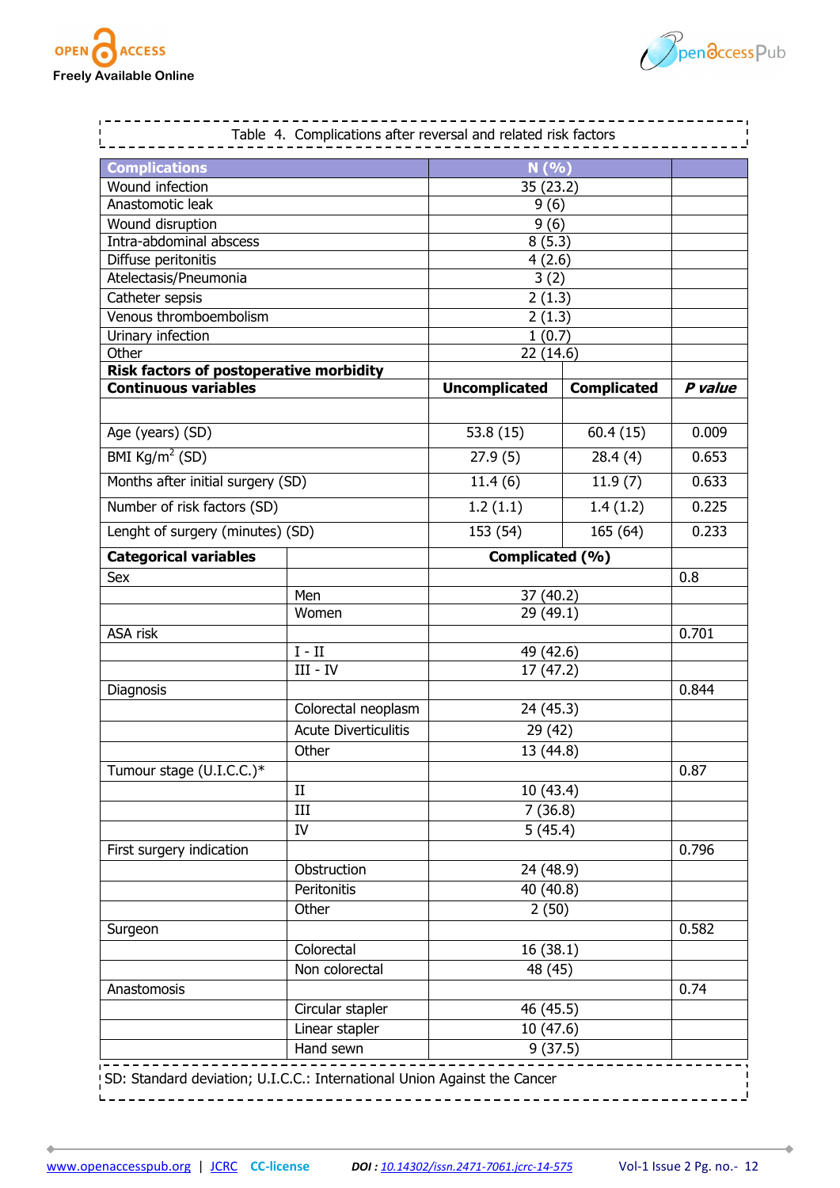Table 4. Complications after reversal and related risk factors

| Complications | | N (%) | | |
|---|---|---|---|---|
| Wound infection | | 35 (23.2) | | |
| Anastomotic leak | | 9 (6) | | |
| Wound disruption | | 9 (6) | | |
| Intra-abdominal abscess | | 8 (5.3) | | |
| Diffuse peritonitis | | 4 (2.6) | | |
| Atelectasis/Pneumonia | | 3 (2) | | |
| Catheter sepsis | | 2 (1.3) | | |
| Venous thromboembolism | | 2 (1.3) | | |
| Urinary infection | | 1 (0.7) | | |
| Other | | 22 (14.6) | | |
| **Risk factors of postoperative morbidity** | | | | |
| **Continuous variables** | | **Uncomplicated** | **Complicated** | ***P value*** |
| Age (years) (SD) | | 53.8 (15) | 60.4 (15) | 0.009 |
| BMI Kg/m$^2$ (SD) | | 27.9 (5) | 28.4 (4) | 0.653 |
| Months after initial surgery (SD) | | 11.4 (6) | 11.9 (7) | 0.633 |
| Number of risk factors (SD) | | 1.2 (1.1) | 1.4 (1.2) | 0.225 |
| Lenght of surgery (minutes) (SD) | | 153 (54) | 165 (64) | 0.233 |
| **Categorical variables** | | **Complicated (%)** | | |
| Sex | | | | 0.8 |
| | Men | 37 (40.2) | | |
| | Women | 29 (49.1) | | |
| ASA risk | | | | 0.701 |
| | I - II | 49 (42.6) | | |
| | III - IV | 17 (47.2) | | |
| Diagnosis | | | | 0.844 |
| | Colorectal neoplasm | 24 (45.3) | | |
| | Acute Diverticulitis | 29 (42) | | |
| | Other | 13 (44.8) | | |
| Tumour stage (U.I.C.C.)* | | | | 0.87 |
| | II | 10 (43.4) | | |
| | III | 7 (36.8) | | |
| | IV | 5 (45.4) | | |
| First surgery indication | | | | 0.796 |
| | Obstruction | 24 (48.9) | | |
| | Peritonitis | 40 (40.8) | | |
| | Other | 2 (50) | | |
| Surgeon | | | | 0.582 |
| | Colorectal | 16 (38.1) | | |
| | Non colorectal | 48 (45) | | |
| Anastomosis | | | | 0.74 |
| | Circular stapler | 46 (45.5) | | |
| | Linear stapler | 10 (47.6) | | |
| | Hand sewn | 9 (37.5) | | |

SD: Standard deviation; U.I.C.C.: International Union Against the Cancer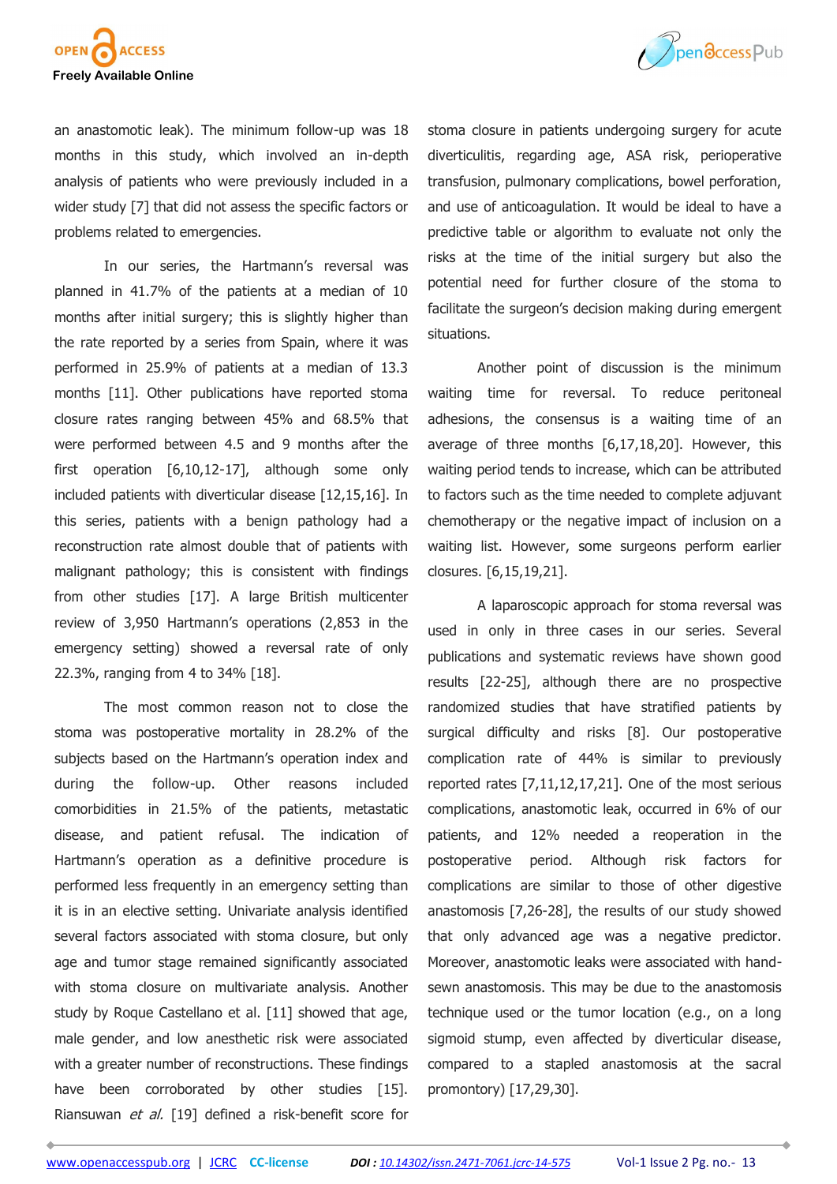an anastomotic leak). The minimum follow-up was 18 months in this study, which involved an in-depth analysis of patients who were previously included in a wider study [7] that did not assess the specific factors or problems related to emergencies.

In our series, the Hartmann's reversal was planned in 41.7% of the patients at a median of 10 months after initial surgery; this is slightly higher than the rate reported by a series from Spain, where it was performed in 25.9% of patients at a median of 13.3 months [11]. Other publications have reported stoma closure rates ranging between 45% and 68.5% that were performed between 4.5 and 9 months after the first operation [6,10,12-17], although some only included patients with diverticular disease [12,15,16]. In this series, patients with a benign pathology had a reconstruction rate almost double that of patients with malignant pathology; this is consistent with findings from other studies [17]. A large British multicenter review of 3,950 Hartmann's operations (2,853 in the emergency setting) showed a reversal rate of only 22.3%, ranging from 4 to 34% [18].

The most common reason not to close the stoma was postoperative mortality in 28.2% of the subjects based on the Hartmann's operation index and during the follow-up. Other reasons included comorbidities in 21.5% of the patients, metastatic disease, and patient refusal. The indication of Hartmann's operation as a definitive procedure is performed less frequently in an emergency setting than it is in an elective setting. Univariate analysis identified several factors associated with stoma closure, but only age and tumor stage remained significantly associated with stoma closure on multivariate analysis. Another study by Roque Castellano et al. [11] showed that age, male gender, and low anesthetic risk were associated with a greater number of reconstructions. These findings have been corroborated by other studies [15]. Riansuwan *et al.* [19] defined a risk-benefit score for stoma closure in patients undergoing surgery for acute diverticulitis, regarding age, ASA risk, perioperative transfusion, pulmonary complications, bowel perforation, and use of anticoagulation. It would be ideal to have a predictive table or algorithm to evaluate not only the risks at the time of the initial surgery but also the potential need for further closure of the stoma to facilitate the surgeon's decision making during emergent situations.

Another point of discussion is the minimum waiting time for reversal. To reduce peritoneal adhesions, the consensus is a waiting time of an average of three months [6,17,18,20]. However, this waiting period tends to increase, which can be attributed to factors such as the time needed to complete adjuvant chemotherapy or the negative impact of inclusion on a waiting list. However, some surgeons perform earlier closures. [6,15,19,21].

A laparoscopic approach for stoma reversal was used in only in three cases in our series. Several publications and systematic reviews have shown good results [22-25], although there are no prospective randomized studies that have stratified patients by surgical difficulty and risks [8]. Our postoperative complication rate of 44% is similar to previously reported rates [7,11,12,17,21]. One of the most serious complications, anastomotic leak, occurred in 6% of our patients, and 12% needed a reoperation in the postoperative period. Although risk factors for complications are similar to those of other digestive anastomosis [7,26-28], the results of our study showed that only advanced age was a negative predictor. Moreover, anastomotic leaks were associated with hand-sewn anastomosis. This may be due to the anastomosis technique used or the tumor location (e.g., on a long sigmoid stump, even affected by diverticular disease, compared to a stapled anastomosis at the sacral promontory) [17,29,30].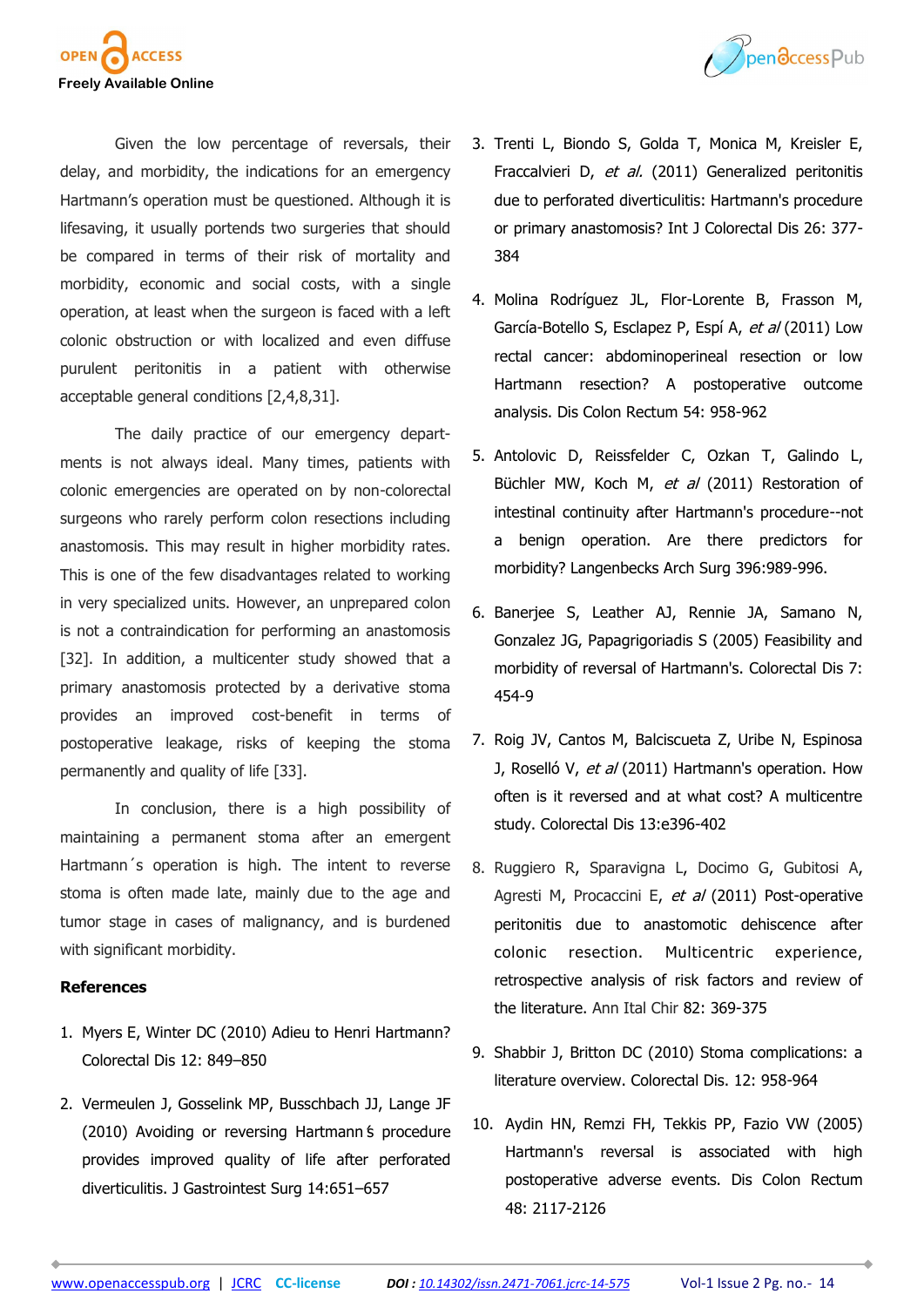Given the low percentage of reversals, their delay, and morbidity, the indications for an emergency Hartmann's operation must be questioned. Although it is lifesaving, it usually portends two surgeries that should be compared in terms of their risk of mortality and morbidity, economic and social costs, with a single operation, at least when the surgeon is faced with a left colonic obstruction or with localized and even diffuse purulent peritonitis in a patient with otherwise acceptable general conditions [2,4,8,31].

The daily practice of our emergency departments is not always ideal. Many times, patients with colonic emergencies are operated on by non-colorectal surgeons who rarely perform colon resections including anastomosis. This may result in higher morbidity rates. This is one of the few disadvantages related to working in very specialized units. However, an unprepared colon is not a contraindication for performing an anastomosis [32]. In addition, a multicenter study showed that a primary anastomosis protected by a derivative stoma provides an improved cost-benefit in terms of postoperative leakage, risks of keeping the stoma permanently and quality of life [33].

In conclusion, there is a high possibility of maintaining a permanent stoma after an emergent Hartmann´s operation is high. The intent to reverse stoma is often made late, mainly due to the age and tumor stage in cases of malignancy, and is burdened with significant morbidity.

## References

1. Myers E, Winter DC (2010) Adieu to Henri Hartmann? Colorectal Dis 12: 849–850
2. Vermeulen J, Gosselink MP, Busschbach JJ, Lange JF (2010) Avoiding or reversing Hartmann ś procedure provides improved quality of life after perforated diverticulitis. J Gastrointest Surg 14:651–657
3. Trenti L, Biondo S, Golda T, Monica M, Kreisler E, Fraccalvieri D, *et al.* (2011) Generalized peritonitis due to perforated diverticulitis: Hartmann's procedure or primary anastomosis? Int J Colorectal Dis 26: 377-384
4. Molina Rodríguez JL, Flor-Lorente B, Frasson M, García-Botello S, Esclapez P, Espí A, *et al* (2011) Low rectal cancer: abdominoperineal resection or low Hartmann resection? A postoperative outcome analysis. Dis Colon Rectum 54: 958-962
5. Antolovic D, Reissfelder C, Ozkan T, Galindo L, Büchler MW, Koch M, *et al* (2011) Restoration of intestinal continuity after Hartmann's procedure--not a benign operation. Are there predictors for morbidity? Langenbecks Arch Surg 396:989-996.
6. Banerjee S, Leather AJ, Rennie JA, Samano N, Gonzalez JG, Papagrigoriadis S (2005) Feasibility and morbidity of reversal of Hartmann's. Colorectal Dis 7: 454-9
7. Roig JV, Cantos M, Balciscueta Z, Uribe N, Espinosa J, Roselló V, *et al* (2011) Hartmann's operation. How often is it reversed and at what cost? A multicentre study. Colorectal Dis 13:e396-402
8. Ruggiero R, Sparavigna L, Docimo G, Gubitosi A, Agresti M, Procaccini E, *et al* (2011) Post-operative peritonitis due to anastomotic dehiscence after colonic resection. Multicentric experience, retrospective analysis of risk factors and review of the literature. Ann Ital Chir 82: 369-375
9. Shabbir J, Britton DC (2010) Stoma complications: a literature overview. Colorectal Dis. 12: 958-964
10. Aydin HN, Remzi FH, Tekkis PP, Fazio VW (2005) Hartmann's reversal is associated with high postoperative adverse events. Dis Colon Rectum 48: 2117-2126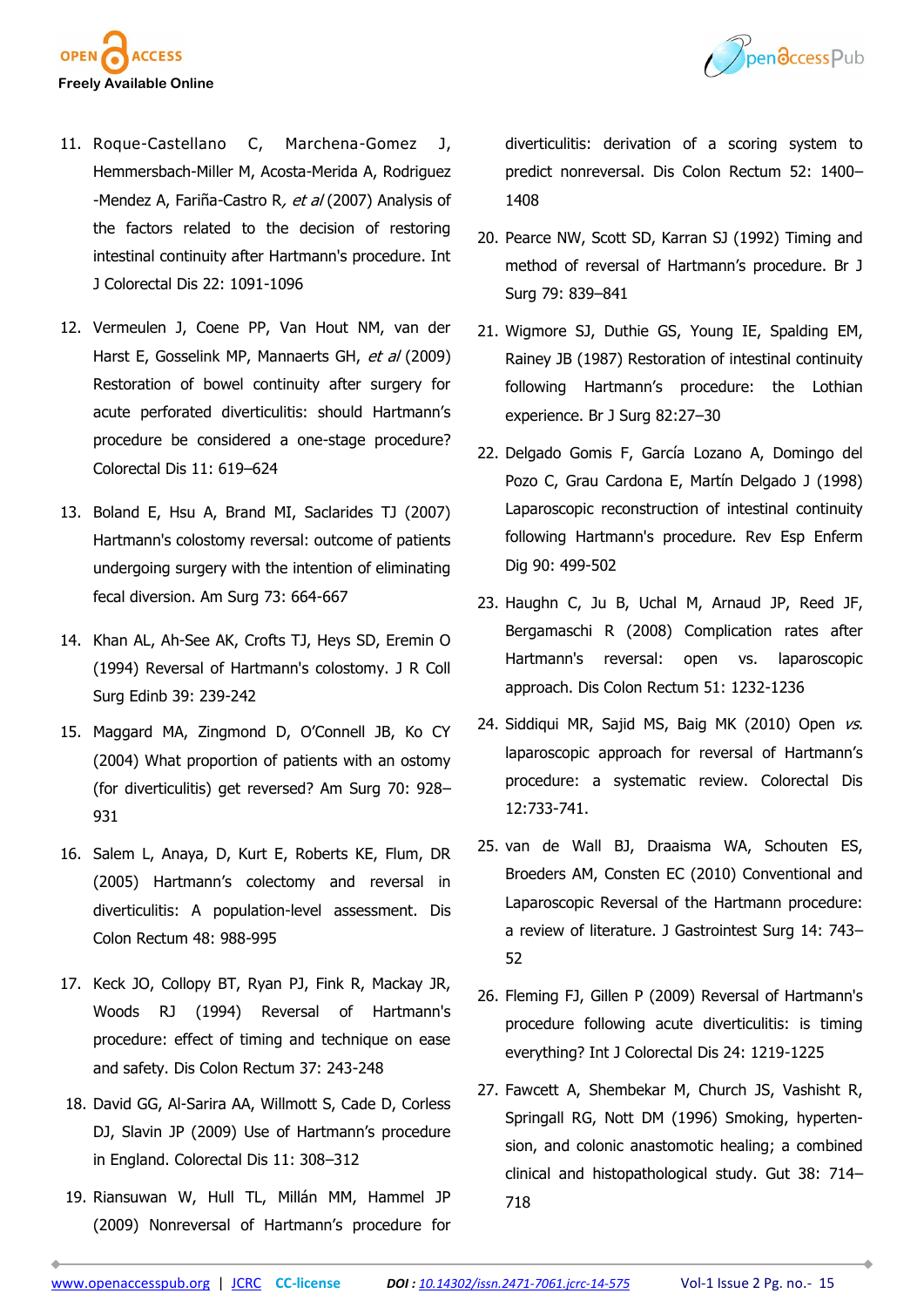11. Roque-Castellano C, Marchena-Gomez J, Hemmersbach-Miller M, Acosta-Merida A, Rodriguez-Mendez A, Fariña-Castro R, *et al* (2007) Analysis of the factors related to the decision of restoring intestinal continuity after Hartmann's procedure. Int J Colorectal Dis 22: 1091-1096

12. Vermeulen J, Coene PP, Van Hout NM, van der Harst E, Gosselink MP, Mannaerts GH, *et al* (2009) Restoration of bowel continuity after surgery for acute perforated diverticulitis: should Hartmann's procedure be considered a one-stage procedure? Colorectal Dis 11: 619–624

13. Boland E, Hsu A, Brand MI, Saclarides TJ (2007) Hartmann's colostomy reversal: outcome of patients undergoing surgery with the intention of eliminating fecal diversion. Am Surg 73: 664-667

14. Khan AL, Ah-See AK, Crofts TJ, Heys SD, Eremin O (1994) Reversal of Hartmann's colostomy. J R Coll Surg Edinb 39: 239-242

15. Maggard MA, Zingmond D, O'Connell JB, Ko CY (2004) What proportion of patients with an ostomy (for diverticulitis) get reversed? Am Surg 70: 928–931

16. Salem L, Anaya, D, Kurt E, Roberts KE, Flum, DR (2005) Hartmann's colectomy and reversal in diverticulitis: A population-level assessment. Dis Colon Rectum 48: 988-995

17. Keck JO, Collopy BT, Ryan PJ, Fink R, Mackay JR, Woods RJ (1994) Reversal of Hartmann's procedure: effect of timing and technique on ease and safety. Dis Colon Rectum 37: 243-248

18. David GG, Al-Sarira AA, Willmott S, Cade D, Corless DJ, Slavin JP (2009) Use of Hartmann's procedure in England. Colorectal Dis 11: 308–312

19. Riansuwan W, Hull TL, Millán MM, Hammel JP (2009) Nonreversal of Hartmann's procedure for diverticulitis: derivation of a scoring system to predict nonreversal. Dis Colon Rectum 52: 1400–1408

20. Pearce NW, Scott SD, Karran SJ (1992) Timing and method of reversal of Hartmann's procedure. Br J Surg 79: 839–841

21. Wigmore SJ, Duthie GS, Young IE, Spalding EM, Rainey JB (1987) Restoration of intestinal continuity following Hartmann's procedure: the Lothian experience. Br J Surg 82:27–30

22. Delgado Gomis F, García Lozano A, Domingo del Pozo C, Grau Cardona E, Martín Delgado J (1998) Laparoscopic reconstruction of intestinal continuity following Hartmann's procedure. Rev Esp Enferm Dig 90: 499-502

23. Haughn C, Ju B, Uchal M, Arnaud JP, Reed JF, Bergamaschi R (2008) Complication rates after Hartmann's reversal: open vs. laparoscopic approach. Dis Colon Rectum 51: 1232-1236

24. Siddiqui MR, Sajid MS, Baig MK (2010) Open *vs.* laparoscopic approach for reversal of Hartmann's procedure: a systematic review. Colorectal Dis 12:733-741.

25. van de Wall BJ, Draaisma WA, Schouten ES, Broeders AM, Consten EC (2010) Conventional and Laparoscopic Reversal of the Hartmann procedure: a review of literature. J Gastrointest Surg 14: 743–52

26. Fleming FJ, Gillen P (2009) Reversal of Hartmann's procedure following acute diverticulitis: is timing everything? Int J Colorectal Dis 24: 1219-1225

27. Fawcett A, Shembekar M, Church JS, Vashisht R, Springall RG, Nott DM (1996) Smoking, hypertension, and colonic anastomotic healing; a combined clinical and histopathological study. Gut 38: 714–718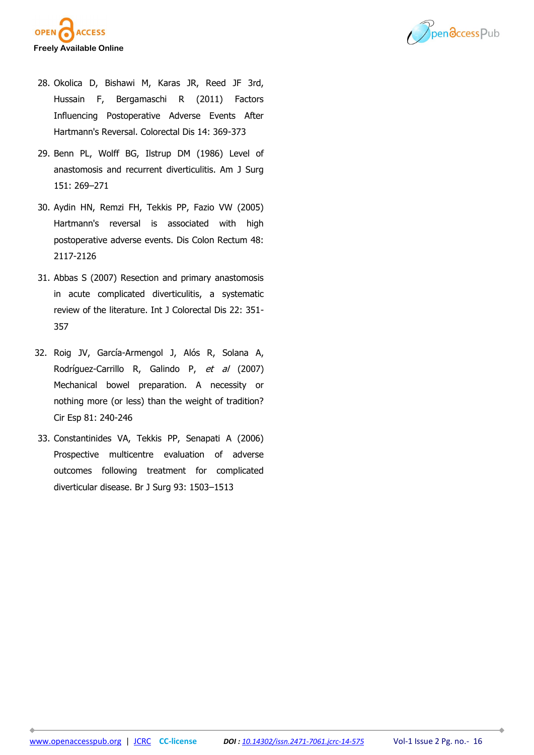28. Okolica D, Bishawi M, Karas JR, Reed JF 3rd, Hussain F, Bergamaschi R (2011) Factors Influencing Postoperative Adverse Events After Hartmann's Reversal. Colorectal Dis 14: 369-373

29. Benn PL, Wolff BG, Ilstrup DM (1986) Level of anastomosis and recurrent diverticulitis. Am J Surg 151: 269–271

30. Aydin HN, Remzi FH, Tekkis PP, Fazio VW (2005) Hartmann's reversal is associated with high postoperative adverse events. Dis Colon Rectum 48: 2117-2126

31. Abbas S (2007) Resection and primary anastomosis in acute complicated diverticulitis, a systematic review of the literature. Int J Colorectal Dis 22: 351-357

32. Roig JV, García-Armengol J, Alós R, Solana A, Rodríguez-Carrillo R, Galindo P, *et al* (2007) Mechanical bowel preparation. A necessity or nothing more (or less) than the weight of tradition? Cir Esp 81: 240-246

33. Constantinides VA, Tekkis PP, Senapati A (2006) Prospective multicentre evaluation of adverse outcomes following treatment for complicated diverticular disease. Br J Surg 93: 1503–1513